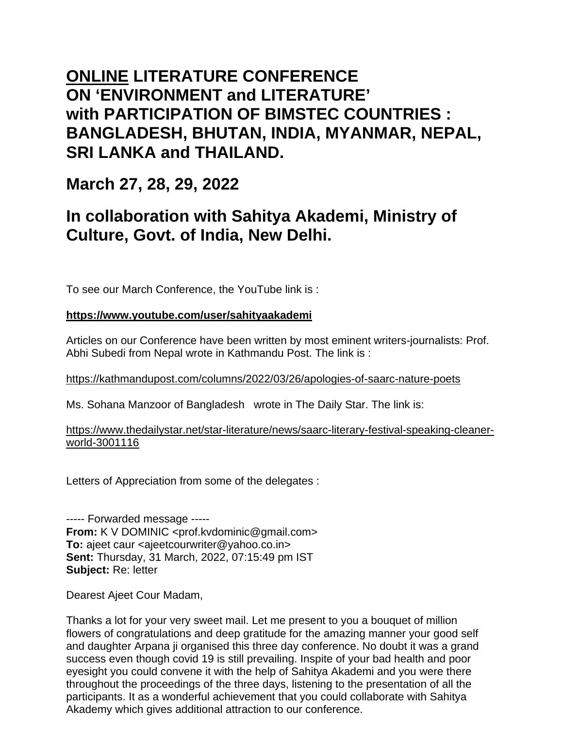# <u>ONLINE</u> LITERATURE CONFERENCE ON 'ENVIRONMENT and LITERATURE' with PARTICIPATION OF BIMSTEC COUNTRIES : BANGLADESH, BHUTAN, INDIA, MYANMAR, NEPAL, SRI LANKA and THAILAND.

## March 27, 28, 29, 2022

## In collaboration with Sahitya Akademi, Ministry of Culture, Govt. of India, New Delhi.

To see our March Conference, the YouTube link is :

**https://www.youtube.com/user/sahityaakademi**

Articles on our Conference have been written by most eminent writers-journalists: Prof. Abhi Subedi from Nepal wrote in Kathmandu Post. The link is :

https://kathmandupost.com/columns/2022/03/26/apologies-of-saarc-nature-poets

Ms. Sohana Manzoor of Bangladesh wrote in The Daily Star. The link is:

https://www.thedailystar.net/star-literature/news/saarc-literary-festival-speaking-cleaner-world-3001116

Letters of Appreciation from some of the delegates :

----- Forwarded message -----
**From:** K V DOMINIC <prof.kvdominic@gmail.com>
**To:** ajeet caur <ajeetcourwriter@yahoo.co.in>
**Sent:** Thursday, 31 March, 2022, 07:15:49 pm IST
**Subject:** Re: letter

Dearest Ajeet Cour Madam,

Thanks a lot for your very sweet mail. Let me present to you a bouquet of million flowers of congratulations and deep gratitude for the amazing manner your good self and daughter Arpana ji organised this three day conference. No doubt it was a grand success even though covid 19 is still prevailing. Inspite of your bad health and poor eyesight you could convene it with the help of Sahitya Akademi and you were there throughout the proceedings of the three days, listening to the presentation of all the participants. It as a wonderful achievement that you could collaborate with Sahitya Akademy which gives additional attraction to our conference.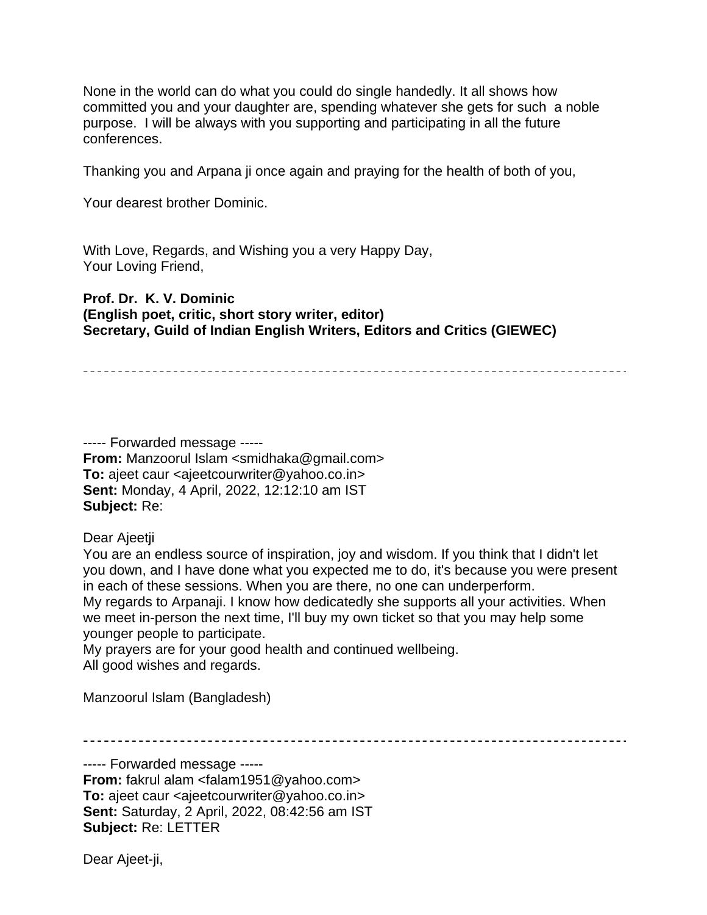None in the world can do what you could do single handedly. It all shows how committed you and your daughter are, spending whatever she gets for such a noble purpose. I will be always with you supporting and participating in all the future conferences.

Thanking you and Arpana ji once again and praying for the health of both of you,

Your dearest brother Dominic.

With Love, Regards, and Wishing you a very Happy Day,
Your Loving Friend,

**Prof. Dr. K. V. Dominic**
**(English poet, critic, short story writer, editor)**
**Secretary, Guild of Indian English Writers, Editors and Critics (GIEWEC)**

---

----- Forwarded message -----
**From:** Manzoorul Islam <smidhaka@gmail.com>
**To:** ajeet caur <ajeetcourwriter@yahoo.co.in>
**Sent:** Monday, 4 April, 2022, 12:12:10 am IST
**Subject:** Re:

Dear Ajeetji
You are an endless source of inspiration, joy and wisdom. If you think that I didn't let you down, and I have done what you expected me to do, it's because you were present in each of these sessions. When you are there, no one can underperform.
My regards to Arpanaji. I know how dedicatedly she supports all your activities. When we meet in-person the next time, I'll buy my own ticket so that you may help some younger people to participate.
My prayers are for your good health and continued wellbeing.
All good wishes and regards.

Manzoorul Islam (Bangladesh)

---

----- Forwarded message -----
**From:** fakrul alam <falam1951@yahoo.com>
**To:** ajeet caur <ajeetcourwriter@yahoo.co.in>
**Sent:** Saturday, 2 April, 2022, 08:42:56 am IST
**Subject:** Re: LETTER

Dear Ajeet-ji,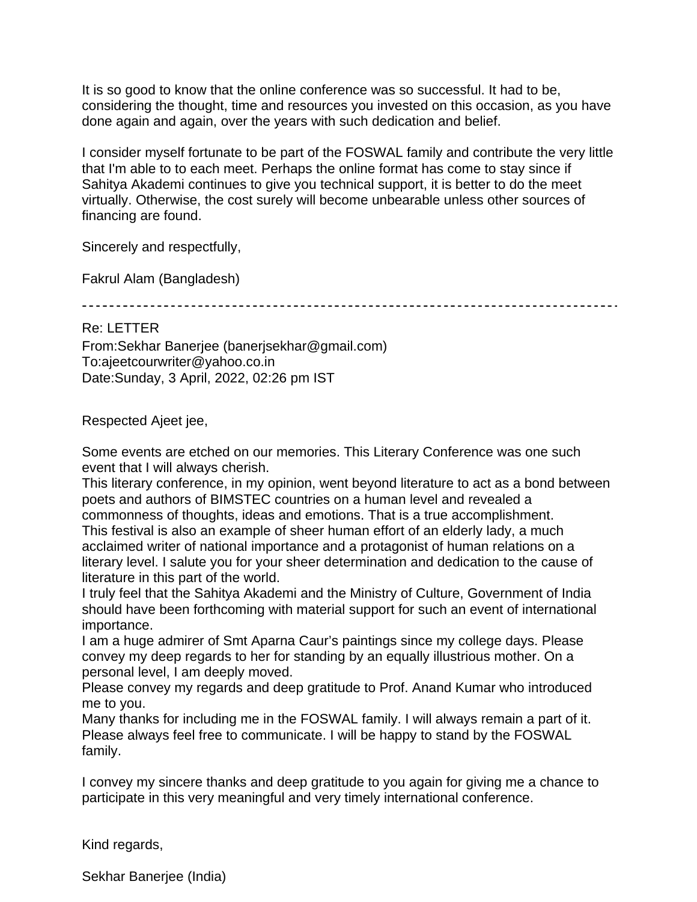It is so good to know that the online conference was so successful. It had to be, considering the thought, time and resources you invested on this occasion, as you have done again and again, over the years with such dedication and belief.

I consider myself fortunate to be part of the FOSWAL family and contribute the very little that I'm able to to each meet. Perhaps the online format has come to stay since if Sahitya Akademi continues to give you technical support, it is better to do the meet virtually. Otherwise, the cost surely will become unbearable unless other sources of financing are found.

Sincerely and respectfully,

Fakrul Alam (Bangladesh)

---

Re: LETTER
From:Sekhar Banerjee (banerjsekhar@gmail.com)
To:ajeetcourwriter@yahoo.co.in
Date:Sunday, 3 April, 2022, 02:26 pm IST

Respected Ajeet jee,

Some events are etched on our memories. This Literary Conference was one such event that I will always cherish.
This literary conference, in my opinion, went beyond literature to act as a bond between poets and authors of BIMSTEC countries on a human level and revealed a commonness of thoughts, ideas and emotions. That is a true accomplishment.
This festival is also an example of sheer human effort of an elderly lady, a much acclaimed writer of national importance and a protagonist of human relations on a literary level. I salute you for your sheer determination and dedication to the cause of literature in this part of the world.
I truly feel that the Sahitya Akademi and the Ministry of Culture, Government of India should have been forthcoming with material support for such an event of international importance.
I am a huge admirer of Smt Aparna Caur's paintings since my college days. Please convey my deep regards to her for standing by an equally illustrious mother. On a personal level, I am deeply moved.
Please convey my regards and deep gratitude to Prof. Anand Kumar who introduced me to you.
Many thanks for including me in the FOSWAL family. I will always remain a part of it. Please always feel free to communicate. I will be happy to stand by the FOSWAL family.

I convey my sincere thanks and deep gratitude to you again for giving me a chance to participate in this very meaningful and very timely international conference.

Kind regards,

Sekhar Banerjee (India)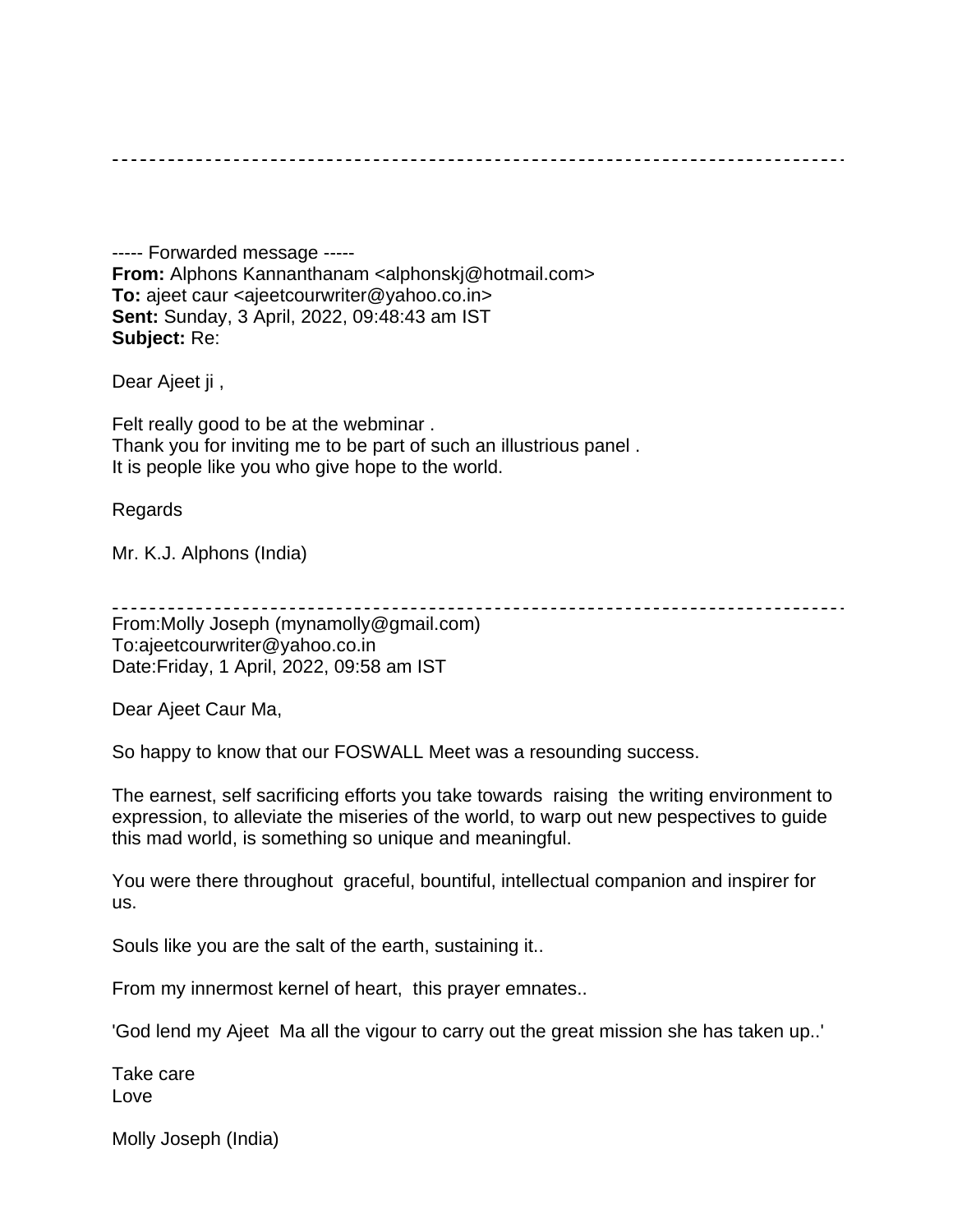---

----- Forwarded message -----
**From:** Alphons Kannanthanam <alphonskj@hotmail.com>
**To:** ajeet caur <ajeetcourwriter@yahoo.co.in>
**Sent:** Sunday, 3 April, 2022, 09:48:43 am IST
**Subject:** Re:

Dear Ajeet ji ,

Felt really good to be at the webminar .
Thank you for inviting me to be part of such an illustrious panel .
It is people like you who give hope to the world.

Regards

Mr. K.J. Alphons (India)

---

From:Molly Joseph (mynamolly@gmail.com)
To:ajeetcourwriter@yahoo.co.in
Date:Friday, 1 April, 2022, 09:58 am IST

Dear Ajeet Caur Ma,

So happy to know that our FOSWALL Meet was a resounding success.

The earnest, self sacrificing efforts you take towards raising the writing environment to expression, to alleviate the miseries of the world, to warp out new pespectives to guide this mad world, is something so unique and meaningful.

You were there throughout graceful, bountiful, intellectual companion and inspirer for us.

Souls like you are the salt of the earth, sustaining it..

From my innermost kernel of heart, this prayer emnates..

'God lend my Ajeet Ma all the vigour to carry out the great mission she has taken up..'

Take care
Love

Molly Joseph (India)